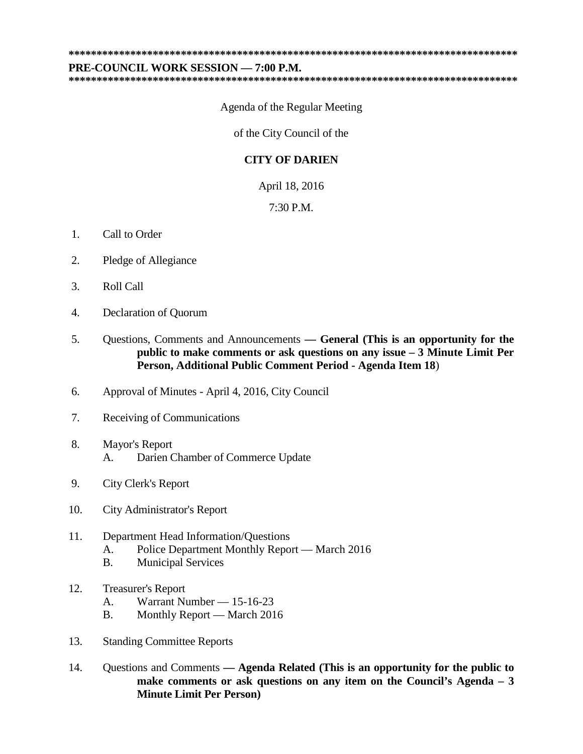************************************************************************************

**PRE-COUNCIL WORK SESSION — 7:00 P.M.**

************************************************************************************

Agenda of the Regular Meeting

of the City Council of the

**CITY OF DARIEN**

April 18, 2016

7:30 P.M.

1. Call to Order

2. Pledge of Allegiance

3. Roll Call

4. Declaration of Quorum

5. Questions, Comments and Announcements **— General (This is an opportunity for the public to make comments or ask questions on any issue – 3 Minute Limit Per Person, Additional Public Comment Period - Agenda Item 18**)

6. Approval of Minutes - April 4, 2016, City Council

7. Receiving of Communications

8. Mayor's Report
   - A. Darien Chamber of Commerce Update

9. City Clerk's Report

10. City Administrator's Report

11. Department Head Information/Questions
    - A. Police Department Monthly Report — March 2016
    - B. Municipal Services

12. Treasurer's Report
    - A. Warrant Number — 15-16-23
    - B. Monthly Report — March 2016

13. Standing Committee Reports

14. Questions and Comments **— Agenda Related (This is an opportunity for the public to make comments or ask questions on any item on the Council's Agenda – 3 Minute Limit Per Person)**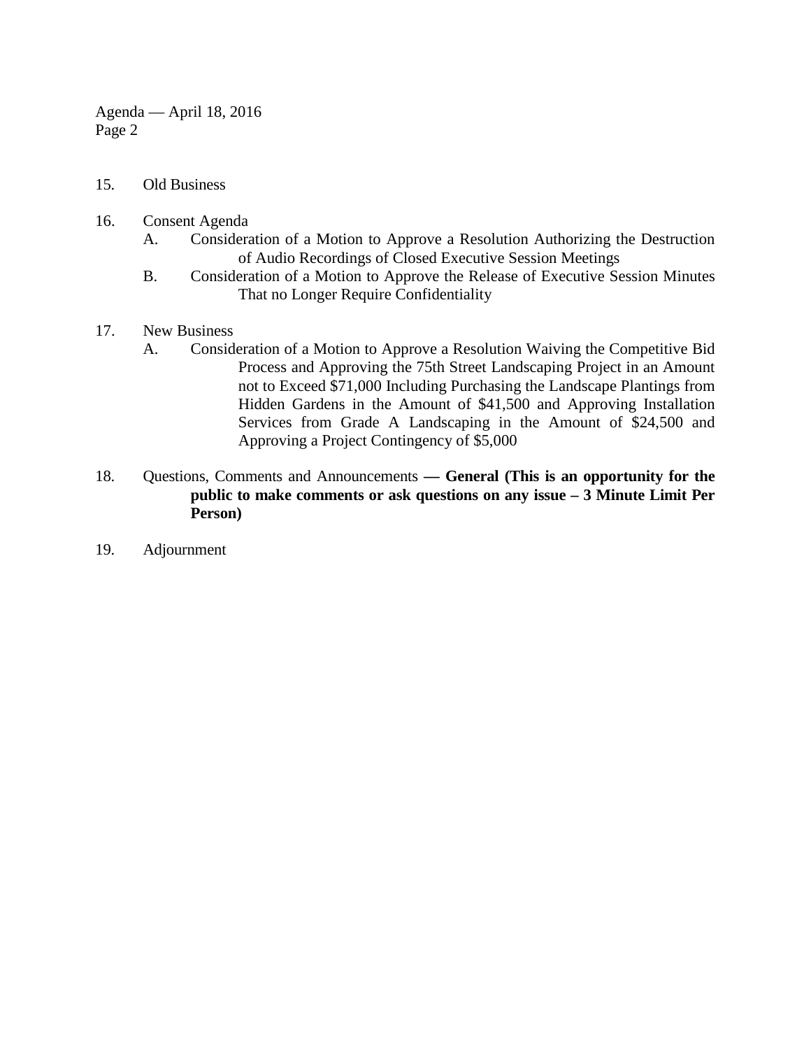15. Old Business

16. Consent Agenda
    - A. Consideration of a Motion to Approve a Resolution Authorizing the Destruction of Audio Recordings of Closed Executive Session Meetings
    - B. Consideration of a Motion to Approve the Release of Executive Session Minutes That no Longer Require Confidentiality

17. New Business
    - A. Consideration of a Motion to Approve a Resolution Waiving the Competitive Bid Process and Approving the 75th Street Landscaping Project in an Amount not to Exceed $71,000 Including Purchasing the Landscape Plantings from Hidden Gardens in the Amount of $41,500 and Approving Installation Services from Grade A Landscaping in the Amount of $24,500 and Approving a Project Contingency of $5,000

18. Questions, Comments and Announcements **— General (This is an opportunity for the public to make comments or ask questions on any issue – 3 Minute Limit Per Person)**

19. Adjournment